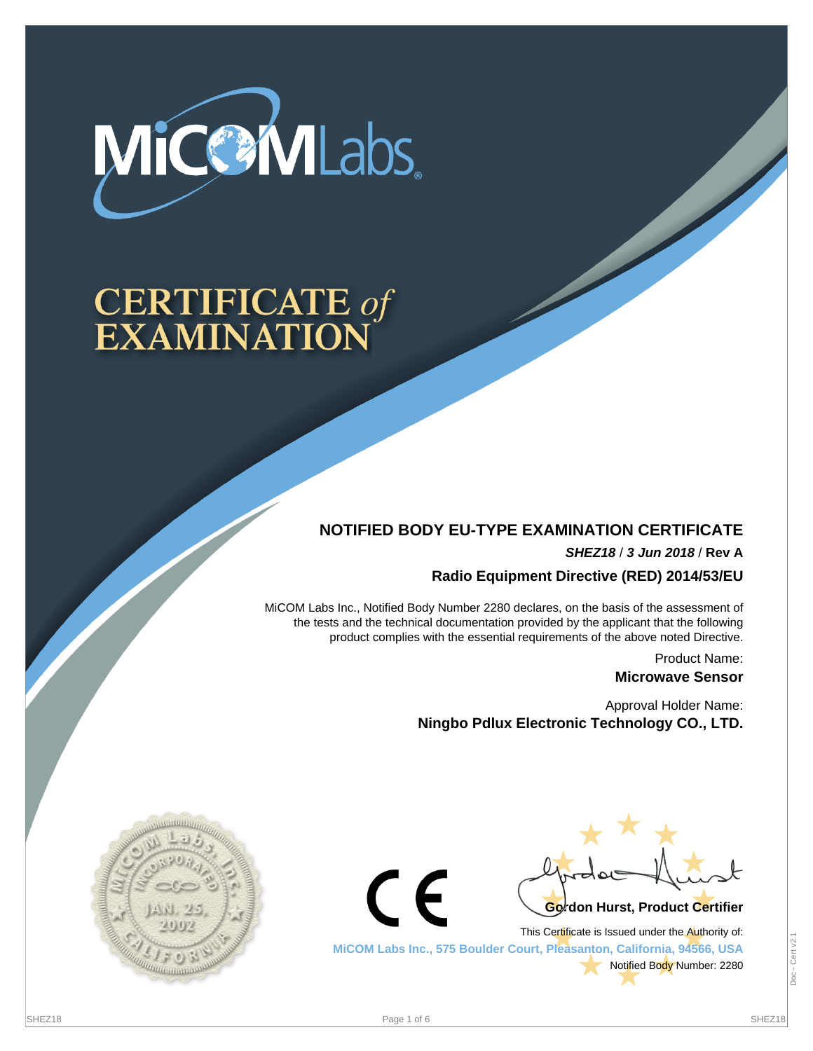MiCOM Labs

# CERTIFICATE of EXAMINATION

## NOTIFIED BODY EU-TYPE EXAMINATION CERTIFICATE

***SHEZ18* / *3 Jun 2018* / Rev A**

**Radio Equipment Directive (RED) 2014/53/EU**

MiCOM Labs Inc., Notified Body Number 2280 declares, on the basis of the assessment of the tests and the technical documentation provided by the applicant that the following product complies with the essential requirements of the above noted Directive.

Product Name:
**Microwave Sensor**

Approval Holder Name:
**Ningbo Pdlux Electronic Technology CO., LTD.**

MiCOM Labs, Inc. INCORPORATED JAN. 25, 2002 CALIFORNIA

CE

**Gordon Hurst, Product Certifier**

This Certificate is Issued under the Authority of:
**MiCOM Labs Inc., 575 Boulder Court, Pleasanton, California, 94566, USA**
Notified Body Number: 2280

Doc - Cert v2.1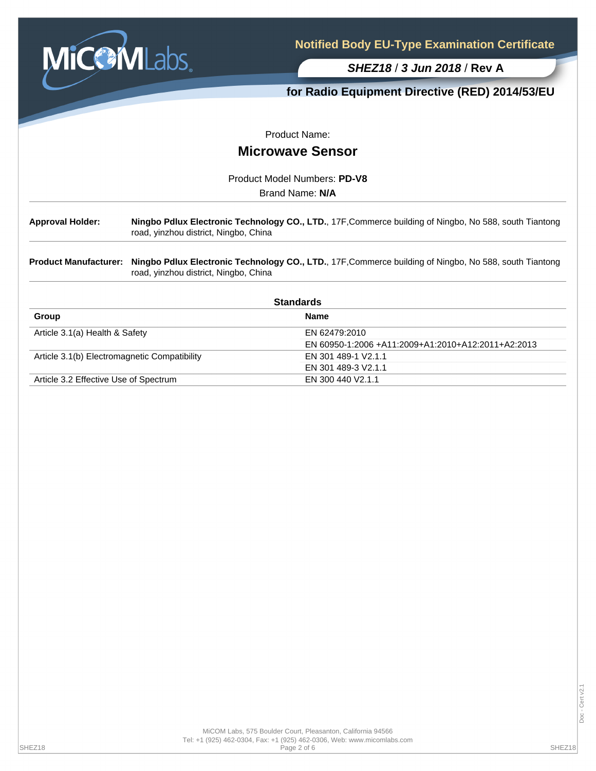# Notified Body EU-Type Examination Certificate

***SHEZ18* / *3 Jun 2018* / Rev A**

**for Radio Equipment Directive (RED) 2014/53/EU**

Product Name:

## Microwave Sensor

Product Model Numbers: **PD-V8**

Brand Name: **N/A**

---

**Approval Holder:** **Ningbo Pdlux Electronic Technology CO., LTD.**, 17F,Commerce building of Ningbo, No 588, south Tiantong road, yinzhou district, Ningbo, China

---

**Product Manufacturer:** **Ningbo Pdlux Electronic Technology CO., LTD.**, 17F,Commerce building of Ningbo, No 588, south Tiantong road, yinzhou district, Ningbo, China

---

### Standards

| Group | Name |
|---|---|
| Article 3.1(a) Health & Safety | EN 62479:2010 |
| | EN 60950-1:2006 +A11:2009+A1:2010+A12:2011+A2:2013 |
| Article 3.1(b) Electromagnetic Compatibility | EN 301 489-1 V2.1.1 |
| | EN 301 489-3 V2.1.1 |
| Article 3.2 Effective Use of Spectrum | EN 300 440 V2.1.1 |

MiCOM Labs, 575 Boulder Court, Pleasanton, California 94566
Tel: +1 (925) 462-0304, Fax: +1 (925) 462-0306, Web: www.micomlabs.com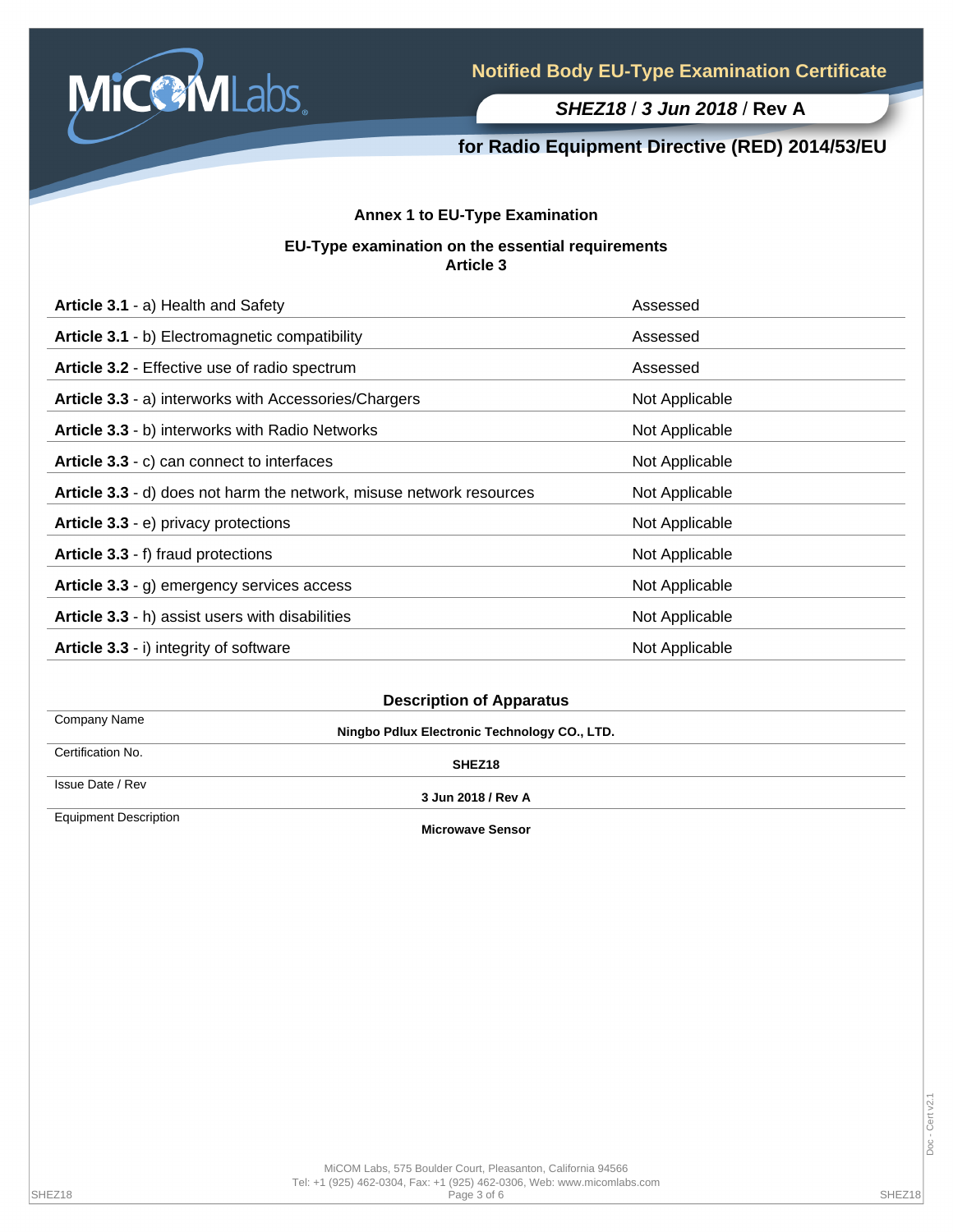# Notified Body EU-Type Examination Certificate

***SHEZ18* / *3 Jun 2018* / Rev A**

## for Radio Equipment Directive (RED) 2014/53/EU

### Annex 1 to EU-Type Examination

**EU-Type examination on the essential requirements**
**Article 3**

| | |
|---|---|
| **Article 3.1** - a) Health and Safety | Assessed |
| **Article 3.1** - b) Electromagnetic compatibility | Assessed |
| **Article 3.2** - Effective use of radio spectrum | Assessed |
| **Article 3.3** - a) interworks with Accessories/Chargers | Not Applicable |
| **Article 3.3** - b) interworks with Radio Networks | Not Applicable |
| **Article 3.3** - c) can connect to interfaces | Not Applicable |
| **Article 3.3** - d) does not harm the network, misuse network resources | Not Applicable |
| **Article 3.3** - e) privacy protections | Not Applicable |
| **Article 3.3** - f) fraud protections | Not Applicable |
| **Article 3.3** - g) emergency services access | Not Applicable |
| **Article 3.3** - h) assist users with disabilities | Not Applicable |
| **Article 3.3** - i) integrity of software | Not Applicable |

### Description of Apparatus

| | |
|---|---|
| Company Name | **Ningbo Pdlux Electronic Technology CO., LTD.** |
| Certification No. | **SHEZ18** |
| Issue Date / Rev | **3 Jun 2018 / Rev A** |
| Equipment Description | **Microwave Sensor** |

MiCOM Labs, 575 Boulder Court, Pleasanton, California 94566
Tel: +1 (925) 462-0304, Fax: +1 (925) 462-0306, Web: www.micomlabs.com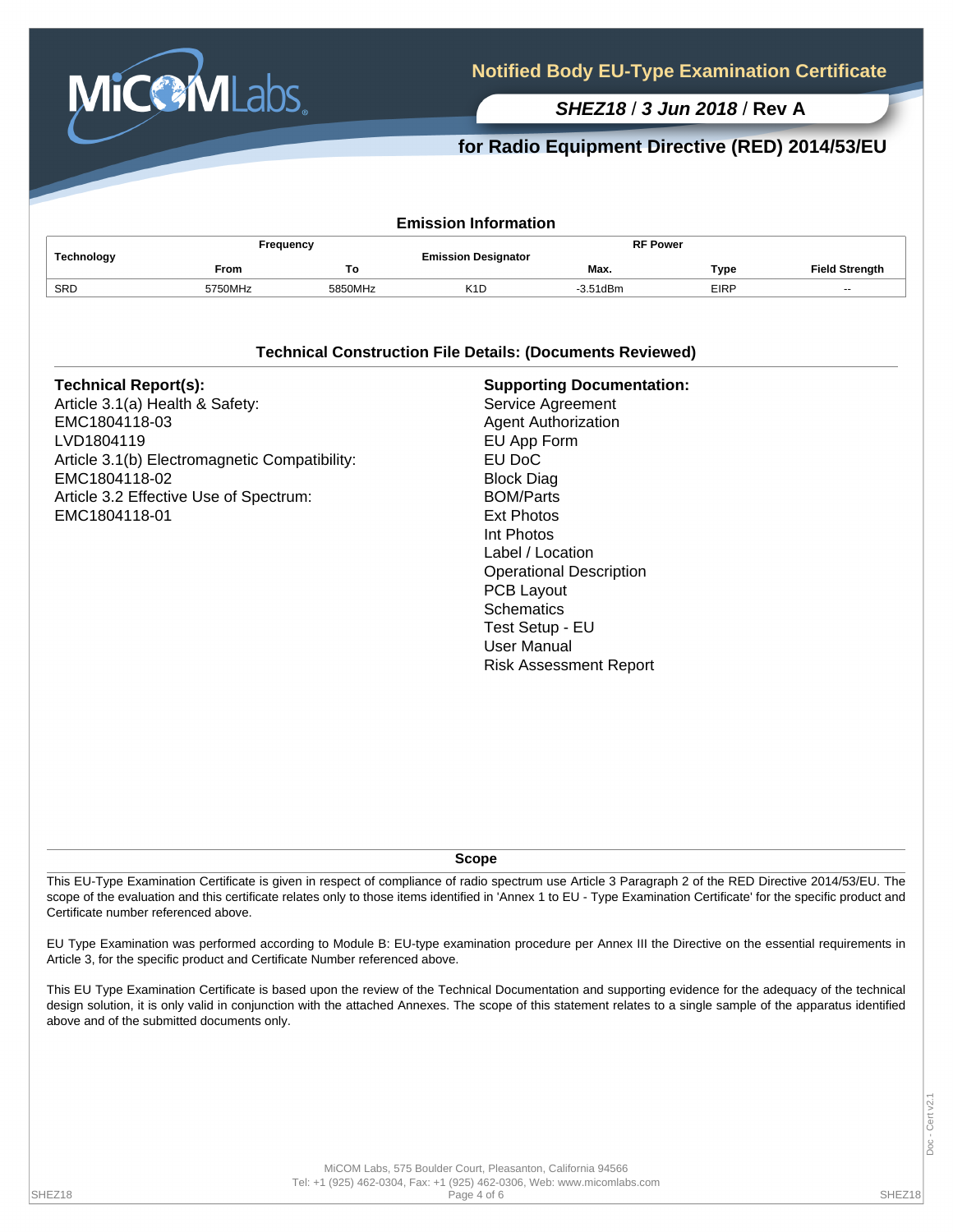# Notified Body EU-Type Examination Certificate

***SHEZ18* / *3 Jun 2018* / Rev A**

## for Radio Equipment Directive (RED) 2014/53/EU

### Emission Information

| Technology | Frequency | | Emission Designator | RF Power | | Field Strength |
|---|---|---|---|---|---|---|
| | From | To | | Max. | Type | |
| SRD | 5750MHz | 5850MHz | K1D | -3.51dBm | EIRP | -- |

### Technical Construction File Details: (Documents Reviewed)

**Technical Report(s):**
Article 3.1(a) Health & Safety:
EMC1804118-03
LVD1804119
Article 3.1(b) Electromagnetic Compatibility:
EMC1804118-02
Article 3.2 Effective Use of Spectrum:
EMC1804118-01

**Supporting Documentation:**
Service Agreement
Agent Authorization
EU App Form
EU DoC
Block Diag
BOM/Parts
Ext Photos
Int Photos
Label / Location
Operational Description
PCB Layout
Schematics
Test Setup - EU
User Manual
Risk Assessment Report

### Scope

This EU-Type Examination Certificate is given in respect of compliance of radio spectrum use Article 3 Paragraph 2 of the RED Directive 2014/53/EU. The scope of the evaluation and this certificate relates only to those items identified in 'Annex 1 to EU - Type Examination Certificate' for the specific product and Certificate number referenced above.

EU Type Examination was performed according to Module B: EU-type examination procedure per Annex III the Directive on the essential requirements in Article 3, for the specific product and Certificate Number referenced above.

This EU Type Examination Certificate is based upon the review of the Technical Documentation and supporting evidence for the adequacy of the technical design solution, it is only valid in conjunction with the attached Annexes. The scope of this statement relates to a single sample of the apparatus identified above and of the submitted documents only.

MiCOM Labs, 575 Boulder Court, Pleasanton, California 94566
Tel: +1 (925) 462-0304, Fax: +1 (925) 462-0306, Web: www.micomlabs.com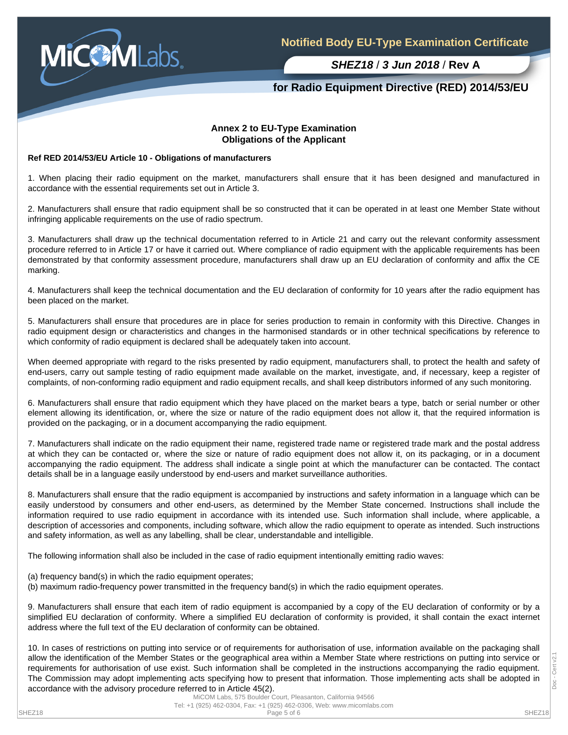## Annex 2 to EU-Type Examination
## Obligations of the Applicant

**Ref RED 2014/53/EU Article 10 - Obligations of manufacturers**

1. When placing their radio equipment on the market, manufacturers shall ensure that it has been designed and manufactured in accordance with the essential requirements set out in Article 3.

2. Manufacturers shall ensure that radio equipment shall be so constructed that it can be operated in at least one Member State without infringing applicable requirements on the use of radio spectrum.

3. Manufacturers shall draw up the technical documentation referred to in Article 21 and carry out the relevant conformity assessment procedure referred to in Article 17 or have it carried out. Where compliance of radio equipment with the applicable requirements has been demonstrated by that conformity assessment procedure, manufacturers shall draw up an EU declaration of conformity and affix the CE marking.

4. Manufacturers shall keep the technical documentation and the EU declaration of conformity for 10 years after the radio equipment has been placed on the market.

5. Manufacturers shall ensure that procedures are in place for series production to remain in conformity with this Directive. Changes in radio equipment design or characteristics and changes in the harmonised standards or in other technical specifications by reference to which conformity of radio equipment is declared shall be adequately taken into account.

When deemed appropriate with regard to the risks presented by radio equipment, manufacturers shall, to protect the health and safety of end-users, carry out sample testing of radio equipment made available on the market, investigate, and, if necessary, keep a register of complaints, of non-conforming radio equipment and radio equipment recalls, and shall keep distributors informed of any such monitoring.

6. Manufacturers shall ensure that radio equipment which they have placed on the market bears a type, batch or serial number or other element allowing its identification, or, where the size or nature of the radio equipment does not allow it, that the required information is provided on the packaging, or in a document accompanying the radio equipment.

7. Manufacturers shall indicate on the radio equipment their name, registered trade name or registered trade mark and the postal address at which they can be contacted or, where the size or nature of radio equipment does not allow it, on its packaging, or in a document accompanying the radio equipment. The address shall indicate a single point at which the manufacturer can be contacted. The contact details shall be in a language easily understood by end-users and market surveillance authorities.

8. Manufacturers shall ensure that the radio equipment is accompanied by instructions and safety information in a language which can be easily understood by consumers and other end-users, as determined by the Member State concerned. Instructions shall include the information required to use radio equipment in accordance with its intended use. Such information shall include, where applicable, a description of accessories and components, including software, which allow the radio equipment to operate as intended. Such instructions and safety information, as well as any labelling, shall be clear, understandable and intelligible.

The following information shall also be included in the case of radio equipment intentionally emitting radio waves:

(a) frequency band(s) in which the radio equipment operates;
(b) maximum radio-frequency power transmitted in the frequency band(s) in which the radio equipment operates.

9. Manufacturers shall ensure that each item of radio equipment is accompanied by a copy of the EU declaration of conformity or by a simplified EU declaration of conformity. Where a simplified EU declaration of conformity is provided, it shall contain the exact internet address where the full text of the EU declaration of conformity can be obtained.

10. In cases of restrictions on putting into service or of requirements for authorisation of use, information available on the packaging shall allow the identification of the Member States or the geographical area within a Member State where restrictions on putting into service or requirements for authorisation of use exist. Such information shall be completed in the instructions accompanying the radio equipment. The Commission may adopt implementing acts specifying how to present that information. Those implementing acts shall be adopted in accordance with the advisory procedure referred to in Article 45(2).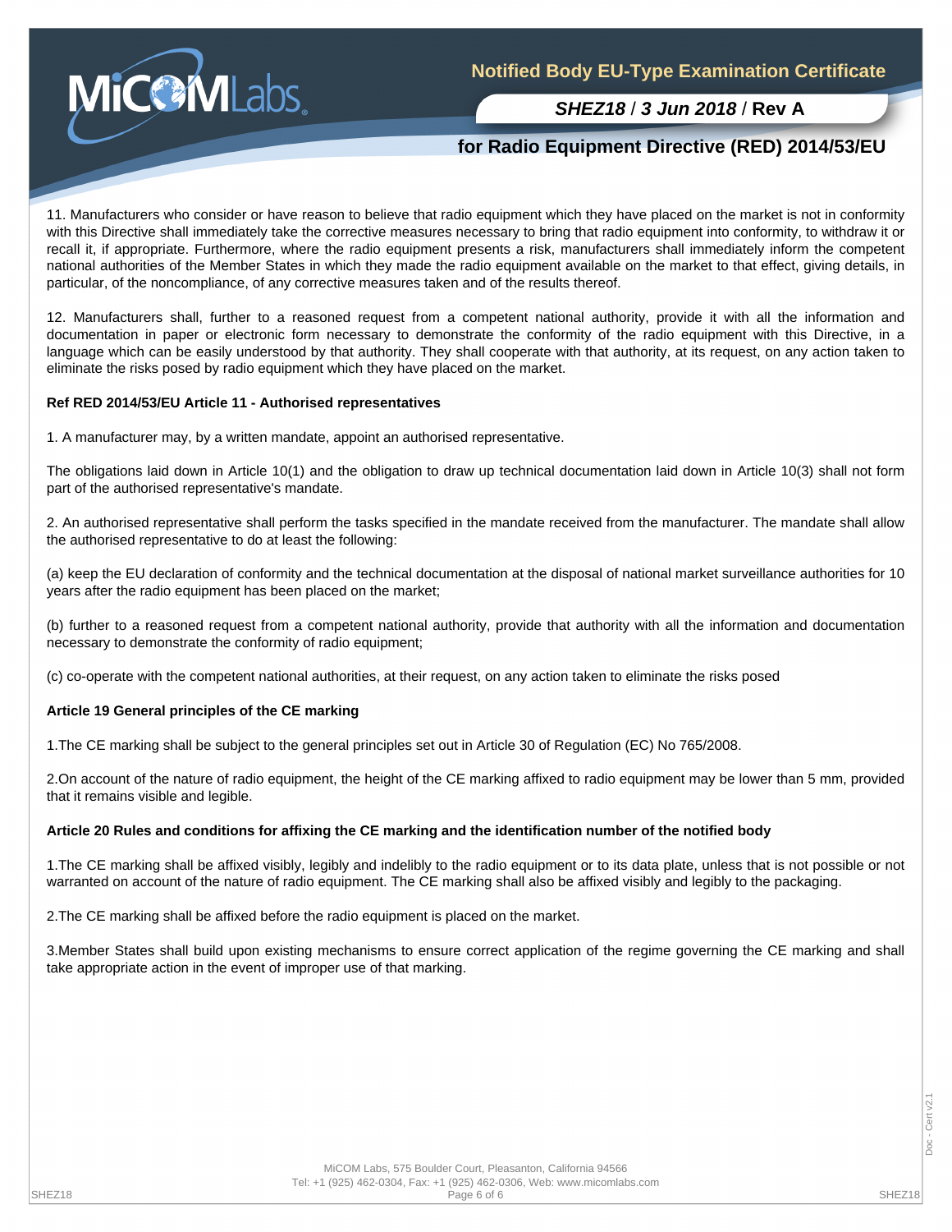11. Manufacturers who consider or have reason to believe that radio equipment which they have placed on the market is not in conformity with this Directive shall immediately take the corrective measures necessary to bring that radio equipment into conformity, to withdraw it or recall it, if appropriate. Furthermore, where the radio equipment presents a risk, manufacturers shall immediately inform the competent national authorities of the Member States in which they made the radio equipment available on the market to that effect, giving details, in particular, of the noncompliance, of any corrective measures taken and of the results thereof.

12. Manufacturers shall, further to a reasoned request from a competent national authority, provide it with all the information and documentation in paper or electronic form necessary to demonstrate the conformity of the radio equipment with this Directive, in a language which can be easily understood by that authority. They shall cooperate with that authority, at its request, on any action taken to eliminate the risks posed by radio equipment which they have placed on the market.

**Ref RED 2014/53/EU Article 11 - Authorised representatives**

1. A manufacturer may, by a written mandate, appoint an authorised representative.

The obligations laid down in Article 10(1) and the obligation to draw up technical documentation laid down in Article 10(3) shall not form part of the authorised representative's mandate.

2. An authorised representative shall perform the tasks specified in the mandate received from the manufacturer. The mandate shall allow the authorised representative to do at least the following:

(a) keep the EU declaration of conformity and the technical documentation at the disposal of national market surveillance authorities for 10 years after the radio equipment has been placed on the market;

(b) further to a reasoned request from a competent national authority, provide that authority with all the information and documentation necessary to demonstrate the conformity of radio equipment;

(c) co-operate with the competent national authorities, at their request, on any action taken to eliminate the risks posed

**Article 19 General principles of the CE marking**

1.The CE marking shall be subject to the general principles set out in Article 30 of Regulation (EC) No 765/2008.

2.On account of the nature of radio equipment, the height of the CE marking affixed to radio equipment may be lower than 5 mm, provided that it remains visible and legible.

**Article 20 Rules and conditions for affixing the CE marking and the identification number of the notified body**

1.The CE marking shall be affixed visibly, legibly and indelibly to the radio equipment or to its data plate, unless that is not possible or not warranted on account of the nature of radio equipment. The CE marking shall also be affixed visibly and legibly to the packaging.

2.The CE marking shall be affixed before the radio equipment is placed on the market.

3.Member States shall build upon existing mechanisms to ensure correct application of the regime governing the CE marking and shall take appropriate action in the event of improper use of that marking.